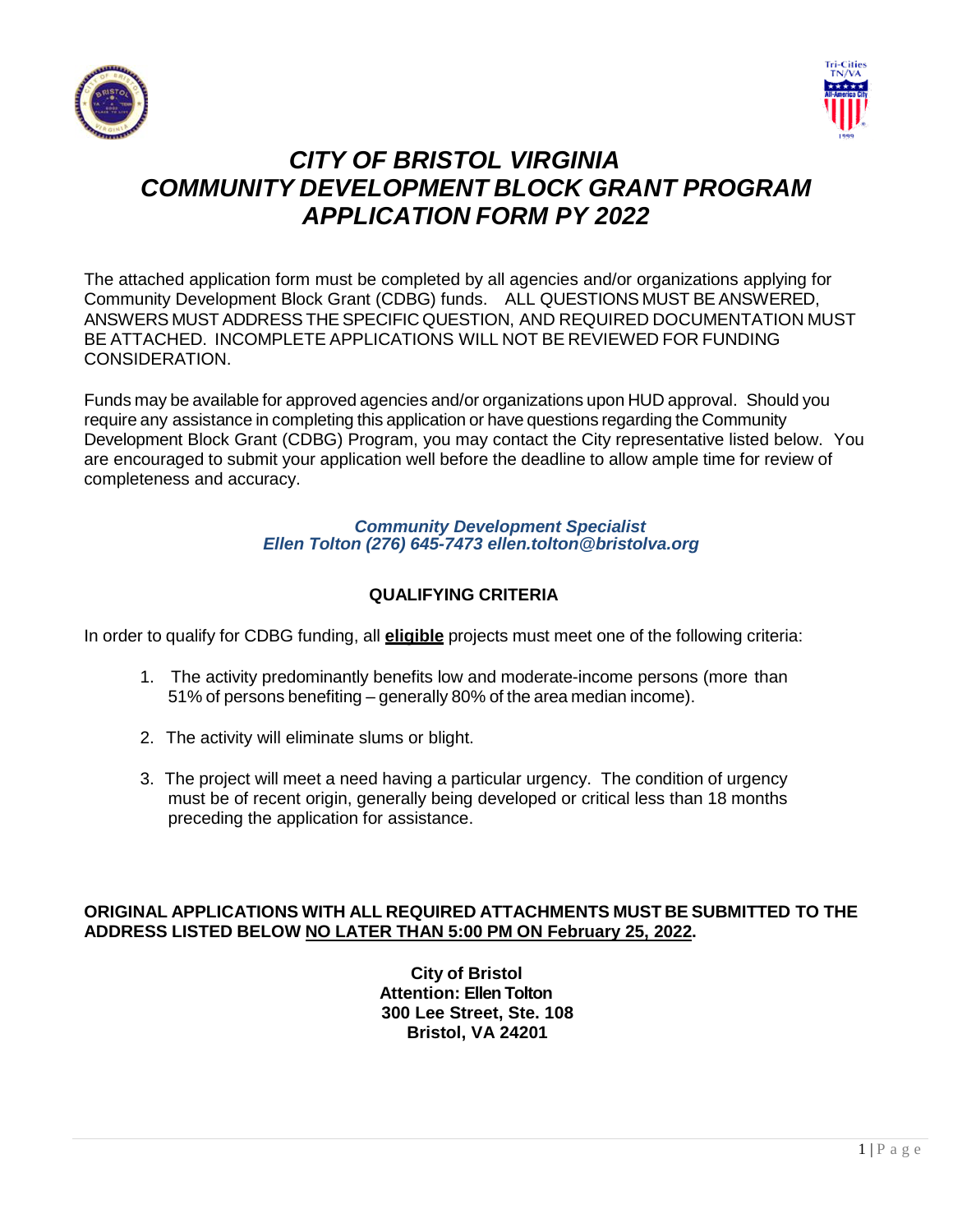# *CITY OF BRISTOL VIRGINIA COMMUNITY DEVELOPMENT BLOCK GRANT PROGRAM APPLICATION FORM PY 2022*

The attached application form must be completed by all agencies and/or organizations applying for Community Development Block Grant (CDBG) funds. ALL QUESTIONS MUST BE ANSWERED, ANSWERS MUST ADDRESS THE SPECIFIC QUESTION, AND REQUIRED DOCUMENTATION MUST BE ATTACHED. INCOMPLETE APPLICATIONS WILL NOT BE REVIEWED FOR FUNDING CONSIDERATION.

Funds may be available for approved agencies and/or organizations upon HUD approval. Should you require any assistance in completing this application or have questions regarding the Community Development Block Grant (CDBG) Program, you may contact the City representative listed below. You are encouraged to submit your application well before the deadline to allow ample time for review of completeness and accuracy.

***Community Development Specialist***
***Ellen Tolton (276) 645-7473 ellen.tolton@bristolva.org***

## QUALIFYING CRITERIA

In order to qualify for CDBG funding, all **eligible** projects must meet one of the following criteria:

1. The activity predominantly benefits low and moderate-income persons (more than 51% of persons benefiting – generally 80% of the area median income).
2. The activity will eliminate slums or blight.
3. The project will meet a need having a particular urgency. The condition of urgency must be of recent origin, generally being developed or critical less than 18 months preceding the application for assistance.

**ORIGINAL APPLICATIONS WITH ALL REQUIRED ATTACHMENTS MUST BE SUBMITTED TO THE ADDRESS LISTED BELOW NO LATER THAN 5:00 PM ON February 25, 2022.**

**City of Bristol**
**Attention: Ellen Tolton**
**300 Lee Street, Ste. 108**
**Bristol, VA 24201**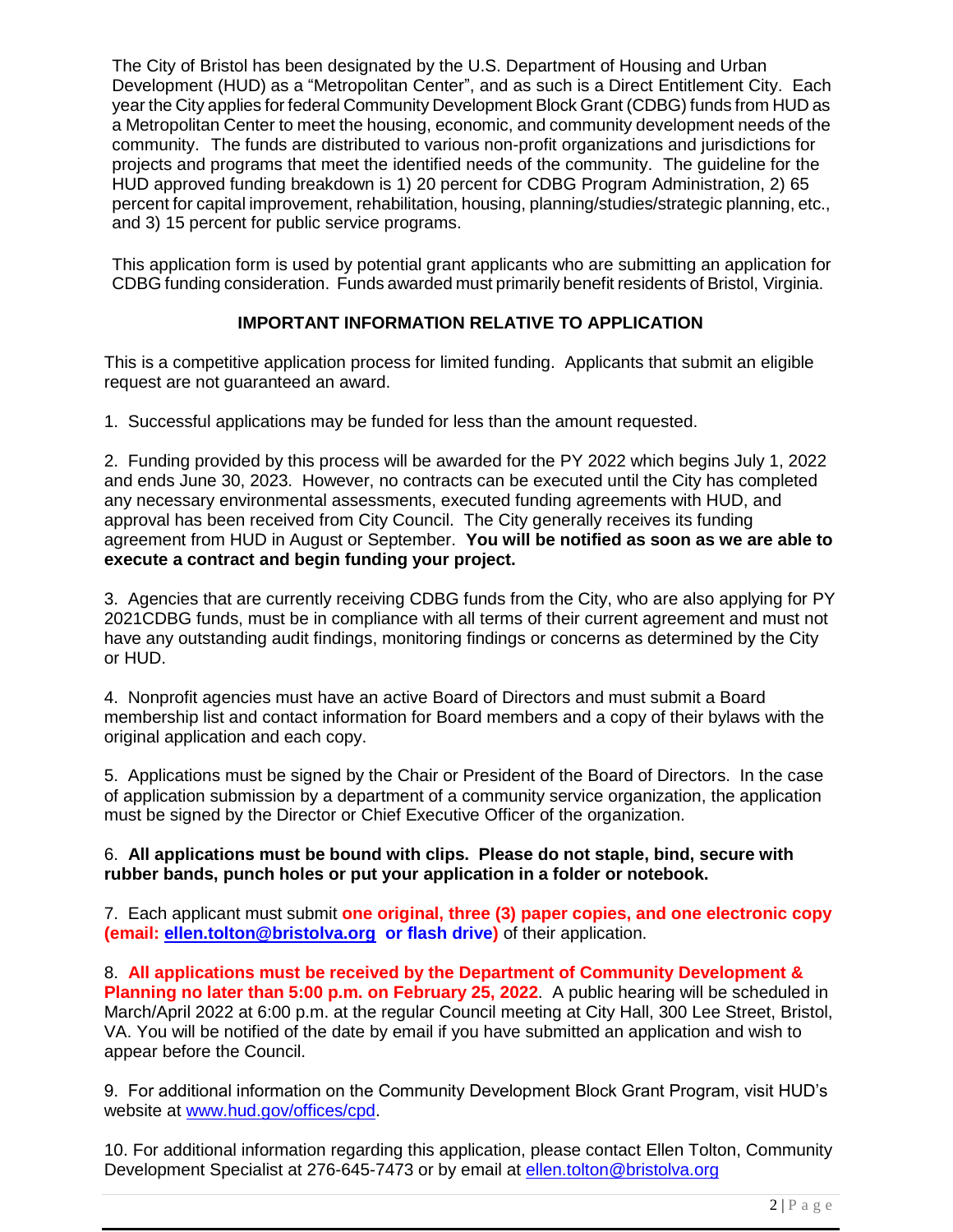The City of Bristol has been designated by the U.S. Department of Housing and Urban Development (HUD) as a "Metropolitan Center", and as such is a Direct Entitlement City. Each year the City applies for federal Community Development Block Grant (CDBG) funds from HUD as a Metropolitan Center to meet the housing, economic, and community development needs of the community. The funds are distributed to various non-profit organizations and jurisdictions for projects and programs that meet the identified needs of the community. The guideline for the HUD approved funding breakdown is 1) 20 percent for CDBG Program Administration, 2) 65 percent for capital improvement, rehabilitation, housing, planning/studies/strategic planning, etc., and 3) 15 percent for public service programs.

This application form is used by potential grant applicants who are submitting an application for CDBG funding consideration. Funds awarded must primarily benefit residents of Bristol, Virginia.

**IMPORTANT INFORMATION RELATIVE TO APPLICATION**

This is a competitive application process for limited funding. Applicants that submit an eligible request are not guaranteed an award.

1. Successful applications may be funded for less than the amount requested.

2. Funding provided by this process will be awarded for the PY 2022 which begins July 1, 2022 and ends June 30, 2023. However, no contracts can be executed until the City has completed any necessary environmental assessments, executed funding agreements with HUD, and approval has been received from City Council. The City generally receives its funding agreement from HUD in August or September. **You will be notified as soon as we are able to execute a contract and begin funding your project.**

3. Agencies that are currently receiving CDBG funds from the City, who are also applying for PY 2021CDBG funds, must be in compliance with all terms of their current agreement and must not have any outstanding audit findings, monitoring findings or concerns as determined by the City or HUD.

4. Nonprofit agencies must have an active Board of Directors and must submit a Board membership list and contact information for Board members and a copy of their bylaws with the original application and each copy.

5. Applications must be signed by the Chair or President of the Board of Directors. In the case of application submission by a department of a community service organization, the application must be signed by the Director or Chief Executive Officer of the organization.

6. **All applications must be bound with clips. Please do not staple, bind, secure with rubber bands, punch holes or put your application in a folder or notebook.**

7. Each applicant must submit **one original, three (3) paper copies, and one electronic copy (email: ellen.tolton@bristolva.org or flash drive)** of their application.

8. **All applications must be received by the Department of Community Development & Planning no later than 5:00 p.m. on February 25, 2022**. A public hearing will be scheduled in March/April 2022 at 6:00 p.m. at the regular Council meeting at City Hall, 300 Lee Street, Bristol, VA. You will be notified of the date by email if you have submitted an application and wish to appear before the Council.

9. For additional information on the Community Development Block Grant Program, visit HUD's website at www.hud.gov/offices/cpd.

10. For additional information regarding this application, please contact Ellen Tolton, Community Development Specialist at 276-645-7473 or by email at ellen.tolton@bristolva.org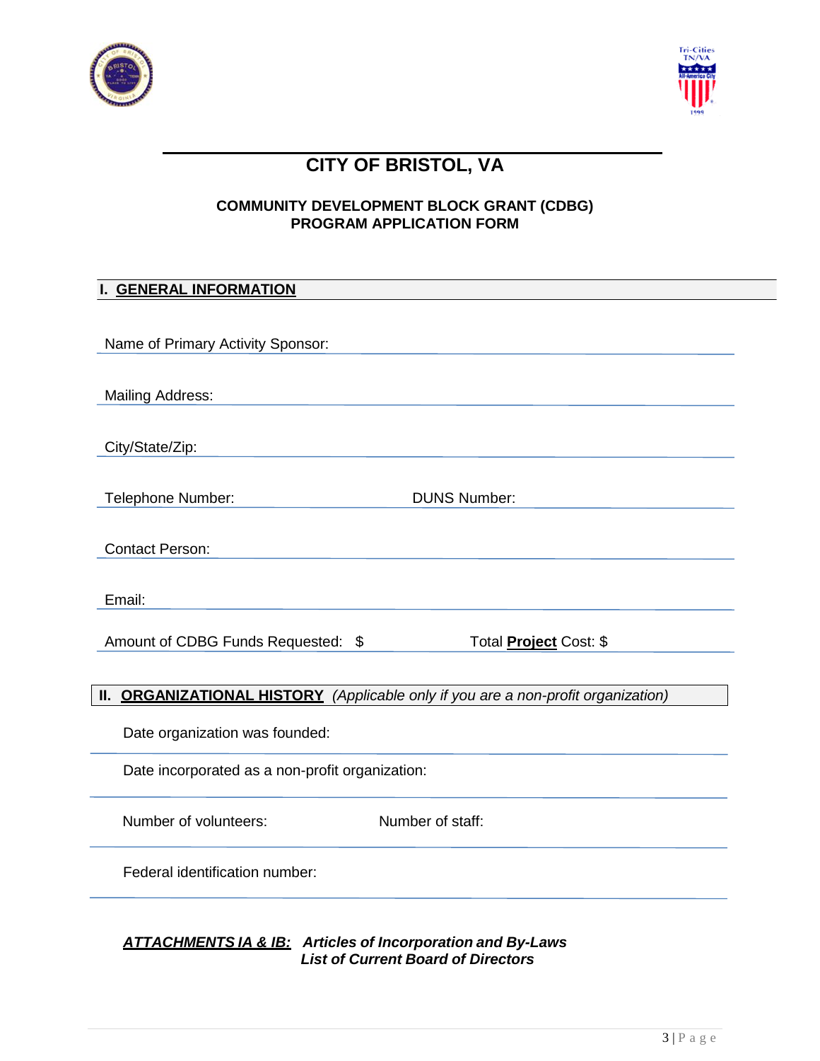# CITY OF BRISTOL, VA

**COMMUNITY DEVELOPMENT BLOCK GRANT (CDBG)**
**PROGRAM APPLICATION FORM**

## I. GENERAL INFORMATION

Name of Primary Activity Sponsor: ______________________________

Mailing Address: ______________________________

City/State/Zip: ______________________________

Telephone Number: ______________ DUNS Number: ______________

Contact Person: ______________________________

Email: ______________________________

Amount of CDBG Funds Requested: $ ______________ Total **Project** Cost: $ ______________

## II. ORGANIZATIONAL HISTORY *(Applicable only if you are a non-profit organization)*

Date organization was founded: ______________________________

Date incorporated as a non-profit organization: ______________________________

Number of volunteers: ______________ Number of staff: ______________

Federal identification number: ______________________________

***ATTACHMENTS IA & IB:*** ***Articles of Incorporation and By-Laws***
***List of Current Board of Directors***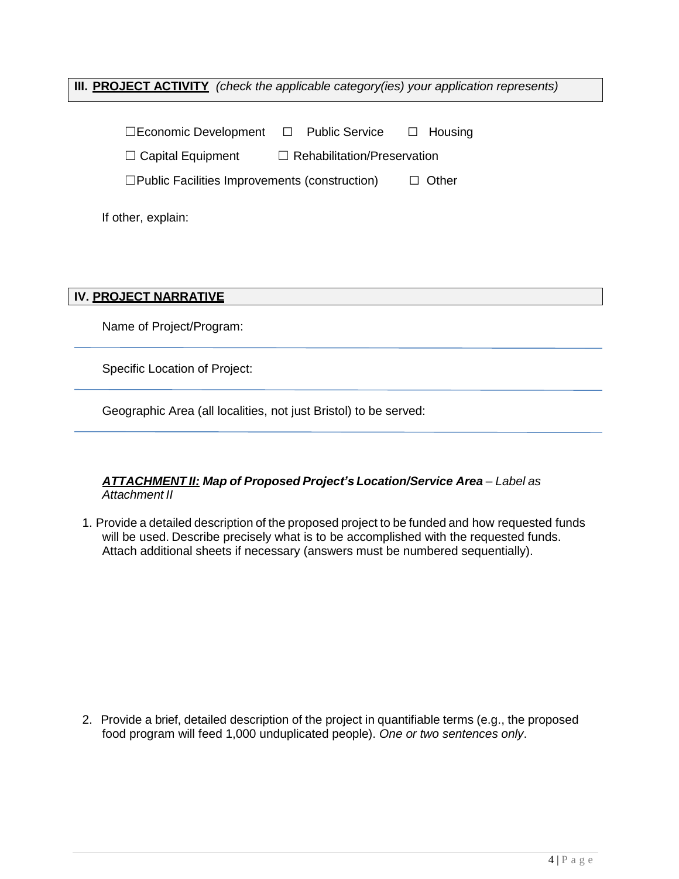## III. PROJECT ACTIVITY *(check the applicable category(ies) your application represents)*

☐Economic Development ☐ Public Service ☐ Housing

☐ Capital Equipment ☐ Rehabilitation/Preservation

☐Public Facilities Improvements (construction) ☐ Other

If other, explain:

## IV. PROJECT NARRATIVE

Name of Project/Program:

Specific Location of Project:

Geographic Area (all localities, not just Bristol) to be served:

***ATTACHMENT II:* Map of Proposed Project's Location/Service Area** *– Label as Attachment II*

1. Provide a detailed description of the proposed project to be funded and how requested funds will be used. Describe precisely what is to be accomplished with the requested funds. Attach additional sheets if necessary (answers must be numbered sequentially).

2. Provide a brief, detailed description of the project in quantifiable terms (e.g., the proposed food program will feed 1,000 unduplicated people). *One or two sentences only*.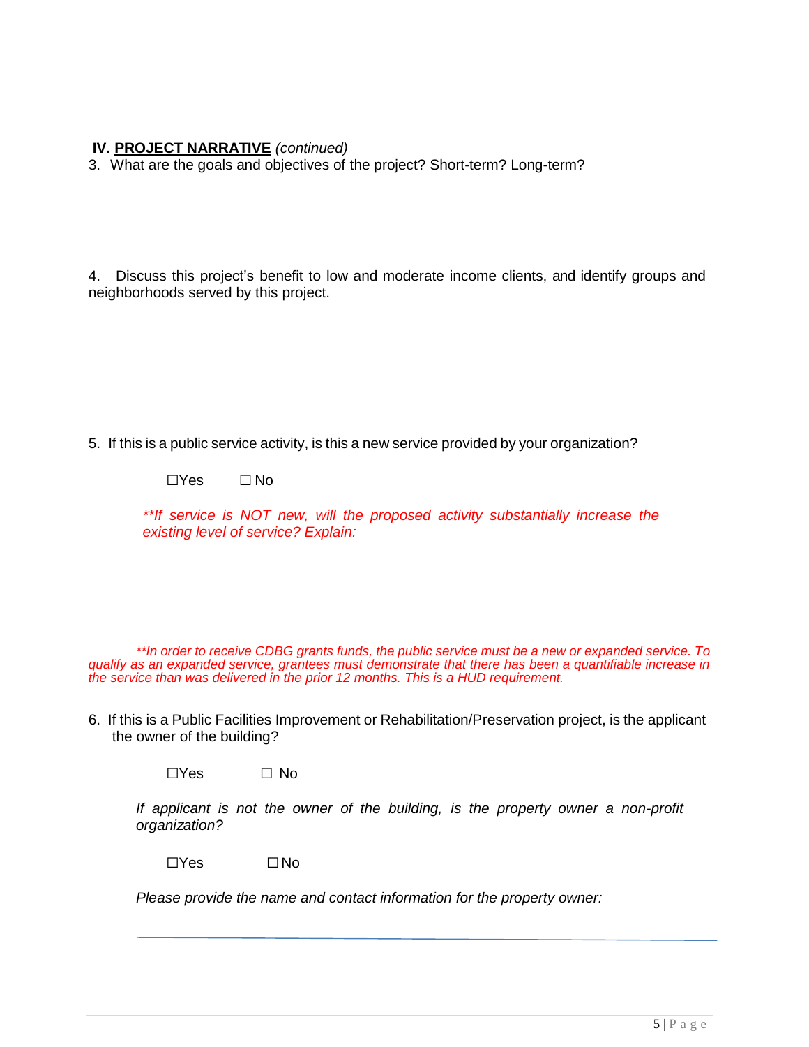**IV. <u>PROJECT NARRATIVE</u>** *(continued)*

3. What are the goals and objectives of the project? Short-term? Long-term?

4. Discuss this project's benefit to low and moderate income clients, and identify groups and neighborhoods served by this project.

5. If this is a public service activity, is this a new service provided by your organization?

☐Yes ☐ No

*\*\*If service is NOT new, will the proposed activity substantially increase the existing level of service? Explain:*

*\*\*In order to receive CDBG grants funds, the public service must be a new or expanded service. To qualify as an expanded service, grantees must demonstrate that there has been a quantifiable increase in the service than was delivered in the prior 12 months. This is a HUD requirement.*

6. If this is a Public Facilities Improvement or Rehabilitation/Preservation project, is the applicant the owner of the building?

☐Yes ☐ No

*If applicant is not the owner of the building, is the property owner a non-profit organization?*

☐Yes ☐ No

*Please provide the name and contact information for the property owner:*

\_\_\_\_\_\_\_\_\_\_\_\_\_\_\_\_\_\_\_\_\_\_\_\_\_\_\_\_\_\_\_\_\_\_\_\_\_\_\_\_\_\_\_\_\_\_\_\_\_\_\_\_\_\_\_\_\_\_\_\_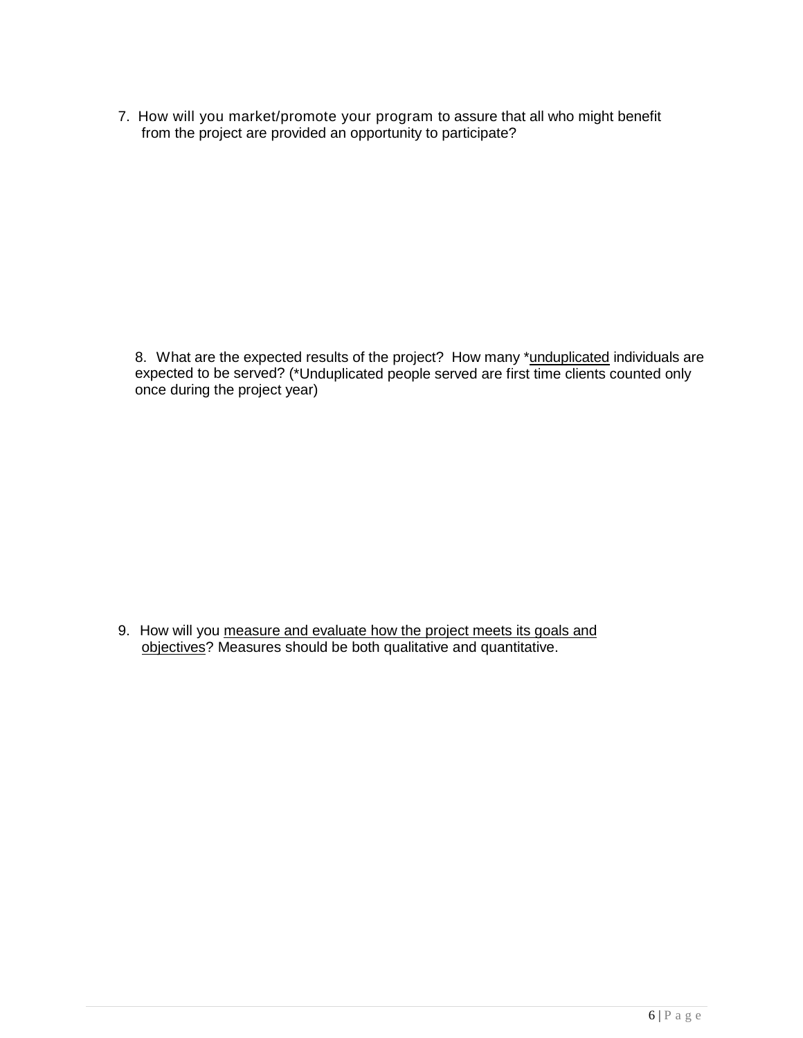7. How will you market/promote your program to assure that all who might benefit from the project are provided an opportunity to participate?

8. What are the expected results of the project? How many *unduplicated individuals are expected to be served? (*Unduplicated people served are first time clients counted only once during the project year)

9. How will you measure and evaluate how the project meets its goals and objectives? Measures should be both qualitative and quantitative.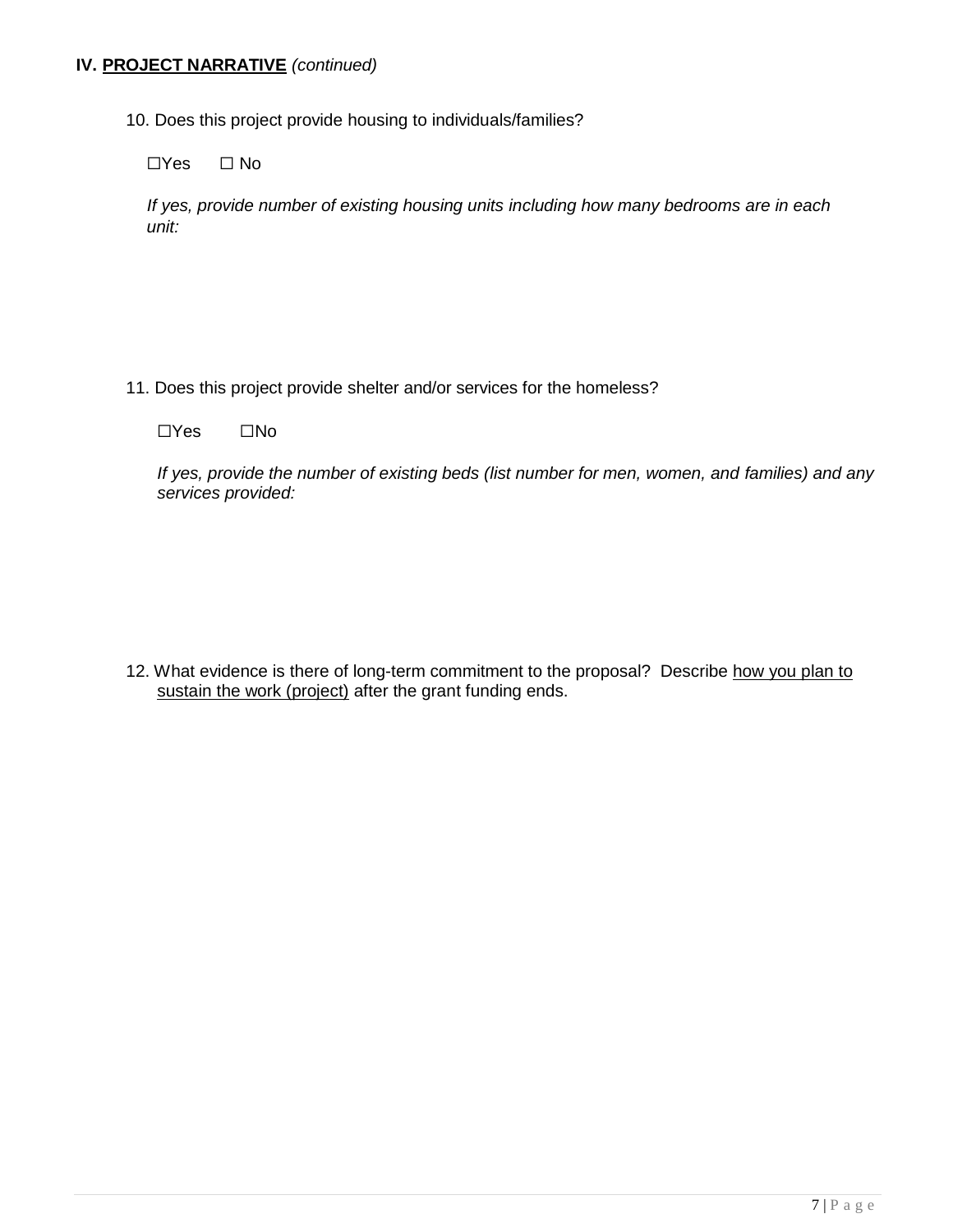**IV. PROJECT NARRATIVE** *(continued)*

10. Does this project provide housing to individuals/families?

☐Yes ☐ No

*If yes, provide number of existing housing units including how many bedrooms are in each unit:*

11. Does this project provide shelter and/or services for the homeless?

☐Yes ☐No

*If yes, provide the number of existing beds (list number for men, women, and families) and any services provided:*

12. What evidence is there of long-term commitment to the proposal? Describe how you plan to sustain the work (project) after the grant funding ends.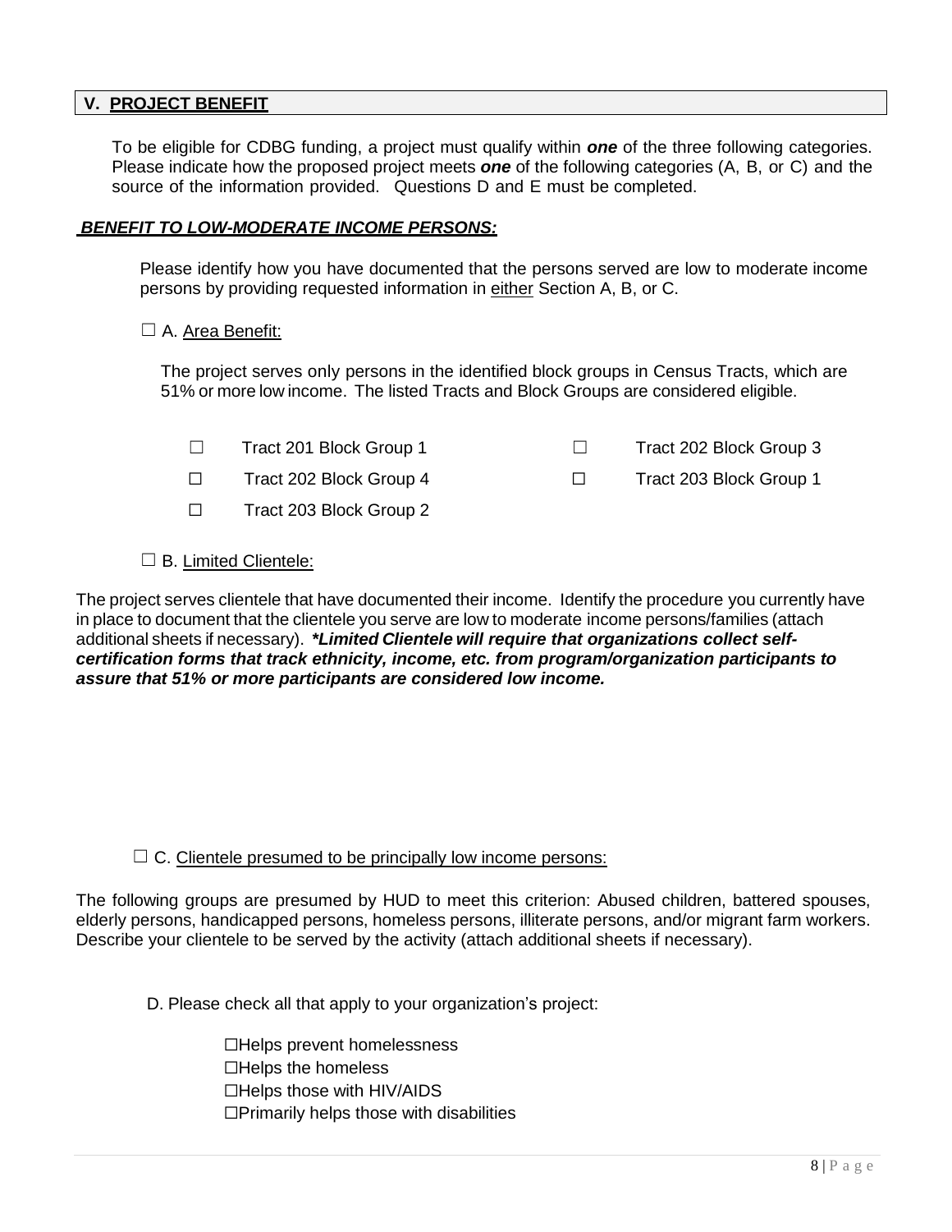## V. PROJECT BENEFIT

To be eligible for CDBG funding, a project must qualify within ***one*** of the three following categories. Please indicate how the proposed project meets ***one*** of the following categories (A, B, or C) and the source of the information provided. Questions D and E must be completed.

***BENEFIT TO LOW-MODERATE INCOME PERSONS:***

Please identify how you have documented that the persons served are low to moderate income persons by providing requested information in either Section A, B, or C.

☐ A. Area Benefit:

The project serves only persons in the identified block groups in Census Tracts, which are 51% or more low income. The listed Tracts and Block Groups are considered eligible.

- ☐ Tract 201 Block Group 1
- ☐ Tract 202 Block Group 3
- ☐ Tract 202 Block Group 4
- ☐ Tract 203 Block Group 1
- ☐ Tract 203 Block Group 2

☐ B. Limited Clientele:

The project serves clientele that have documented their income. Identify the procedure you currently have in place to document that the clientele you serve are low to moderate income persons/families (attach additional sheets if necessary). ***\*Limited Clientele will require that organizations collect self-certification forms that track ethnicity, income, etc. from program/organization participants to assure that 51% or more participants are considered low income.***

☐ C. Clientele presumed to be principally low income persons:

The following groups are presumed by HUD to meet this criterion: Abused children, battered spouses, elderly persons, handicapped persons, homeless persons, illiterate persons, and/or migrant farm workers. Describe your clientele to be served by the activity (attach additional sheets if necessary).

D. Please check all that apply to your organization's project:

- ☐Helps prevent homelessness
- ☐Helps the homeless
- ☐Helps those with HIV/AIDS
- ☐Primarily helps those with disabilities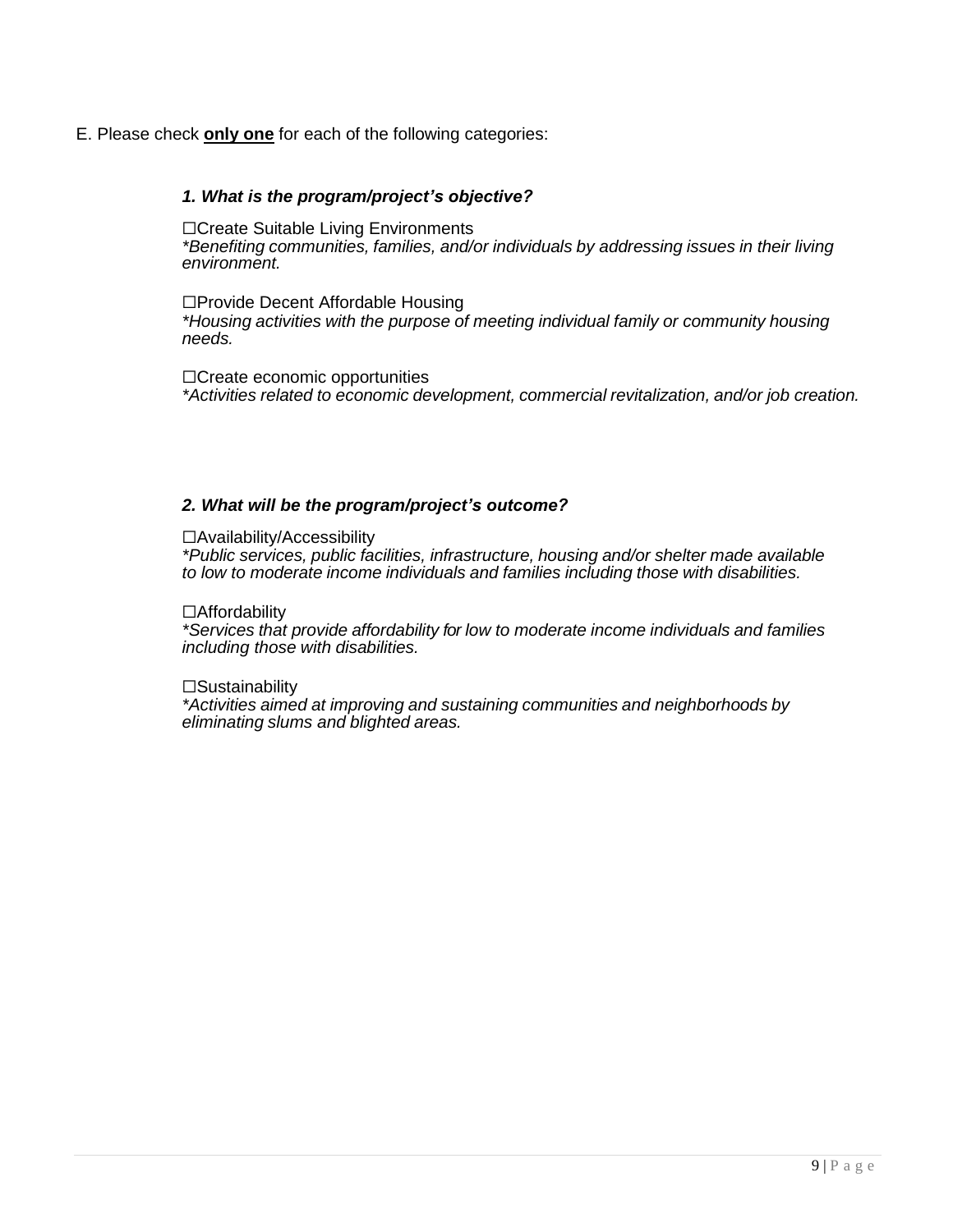E. Please check **only one** for each of the following categories:

***1. What is the program/project's objective?***

☐Create Suitable Living Environments
*\*Benefiting communities, families, and/or individuals by addressing issues in their living environment.*

☐Provide Decent Affordable Housing
*\*Housing activities with the purpose of meeting individual family or community housing needs.*

☐Create economic opportunities
*\*Activities related to economic development, commercial revitalization, and/or job creation.*

***2. What will be the program/project's outcome?***

☐Availability/Accessibility
*\*Public services, public facilities, infrastructure, housing and/or shelter made available to low to moderate income individuals and families including those with disabilities.*

☐Affordability
*\*Services that provide affordability for low to moderate income individuals and families including those with disabilities.*

☐Sustainability
*\*Activities aimed at improving and sustaining communities and neighborhoods by eliminating slums and blighted areas.*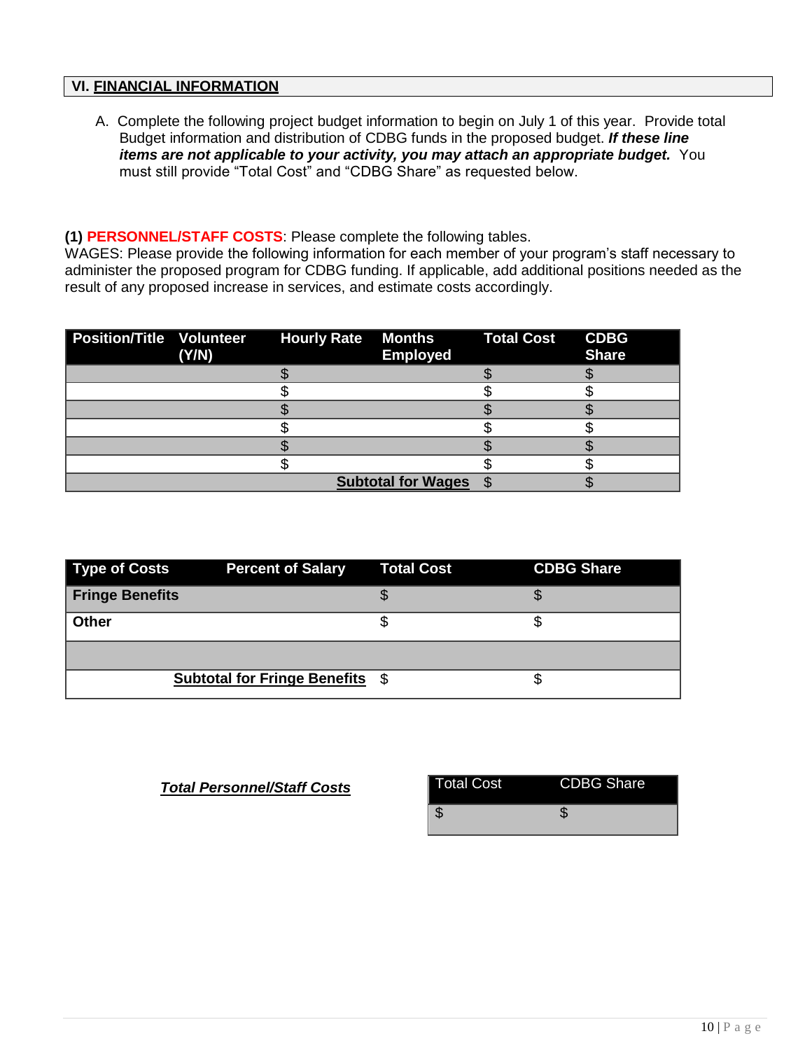## VI. FINANCIAL INFORMATION

A. Complete the following project budget information to begin on July 1 of this year. Provide total Budget information and distribution of CDBG funds in the proposed budget. ***If these line items are not applicable to your activity, you may attach an appropriate budget.*** You must still provide "Total Cost" and "CDBG Share" as requested below.

**(1) PERSONNEL/STAFF COSTS**: Please complete the following tables.
WAGES: Please provide the following information for each member of your program's staff necessary to administer the proposed program for CDBG funding. If applicable, add additional positions needed as the result of any proposed increase in services, and estimate costs accordingly.

| Position/Title | Volunteer (Y/N) | Hourly Rate | Months Employed | Total Cost | CDBG Share |
|---|---|---|---|---|---|
| | | $ | | $ | $ |
| | | $ | | $ | $ |
| | | $ | | $ | $ |
| | | $ | | $ | $ |
| | | $ | | $ | $ |
| | | $ | | $ | $ |
| | | | **Subtotal for Wages** | $ | $ |

| Type of Costs | Percent of Salary | Total Cost | CDBG Share |
|---|---|---|---|
| **Fringe Benefits** | | $ | $ |
| **Other** | | $ | $ |
| | | | |
| | **Subtotal for Fringe Benefits** | $ | $ |

***Total Personnel/Staff Costs***

| Total Cost | CDBG Share |
|---|---|
| $ | $ |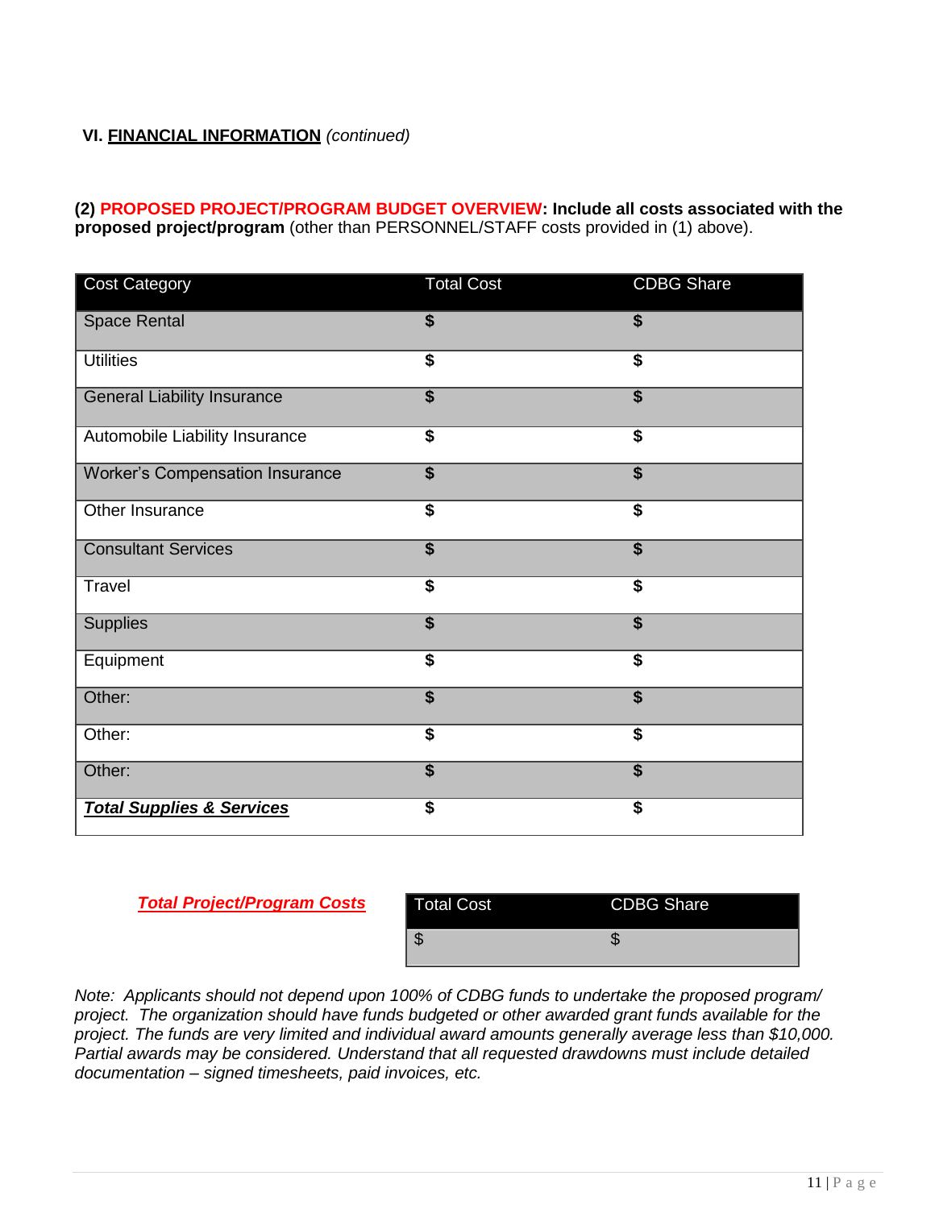### VI. <u>FINANCIAL INFORMATION</u> *(continued)*

**(2) PROPOSED PROJECT/PROGRAM BUDGET OVERVIEW: Include all costs associated with the proposed project/program** (other than PERSONNEL/STAFF costs provided in (1) above).

| Cost Category | Total Cost | CDBG Share |
|---|---|---|
| Space Rental | **$** | **$** |
| Utilities | **$** | **$** |
| General Liability Insurance | **$** | **$** |
| Automobile Liability Insurance | **$** | **$** |
| Worker's Compensation Insurance | **$** | **$** |
| Other Insurance | **$** | **$** |
| Consultant Services | **$** | **$** |
| Travel | **$** | **$** |
| Supplies | **$** | **$** |
| Equipment | **$** | **$** |
| Other: | **$** | **$** |
| Other: | **$** | **$** |
| Other: | **$** | **$** |
| ***<u>Total Supplies & Services</u>*** | **$** | **$** |

***<u>Total Project/Program Costs</u>***

| Total Cost | CDBG Share |
|---|---|
| $ | $ |

*Note: Applicants should not depend upon 100% of CDBG funds to undertake the proposed program/ project. The organization should have funds budgeted or other awarded grant funds available for the project. The funds are very limited and individual award amounts generally average less than $10,000. Partial awards may be considered. Understand that all requested drawdowns must include detailed documentation – signed timesheets, paid invoices, etc.*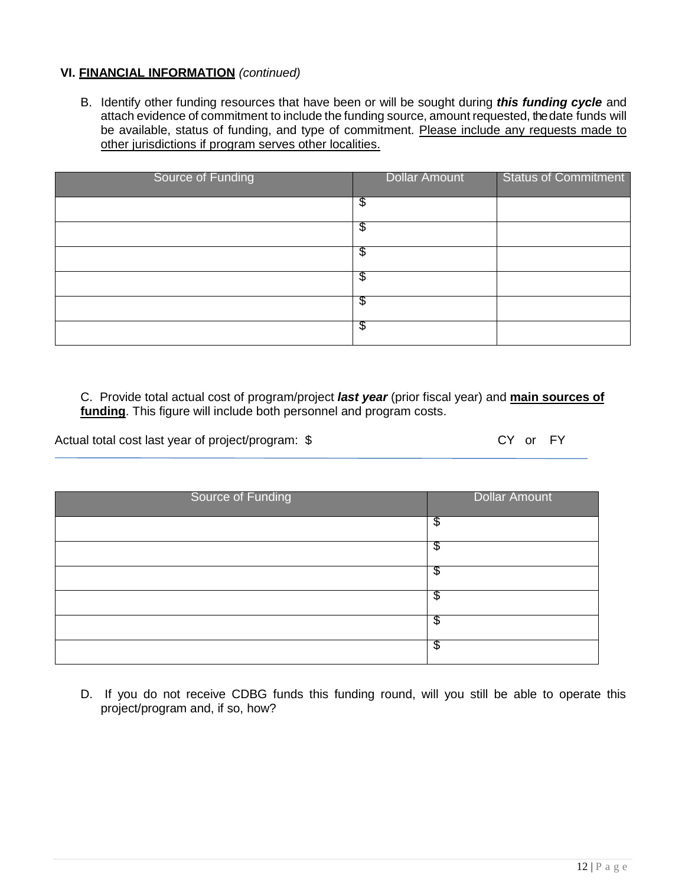**VI. <u>FINANCIAL INFORMATION</u>** *(continued)*

B. Identify other funding resources that have been or will be sought during ***this funding cycle*** and attach evidence of commitment to include the funding source, amount requested, the date funds will be available, status of funding, and type of commitment. <u>Please include any requests made to other jurisdictions if program serves other localities.</u>

| Source of Funding | Dollar Amount | Status of Commitment |
|---|---|---|
| | $ | |
| | $ | |
| | $ | |
| | $ | |
| | $ | |
| | $ | |

C. Provide total actual cost of program/project ***last year*** (prior fiscal year) and **<u>main sources of funding</u>**. This figure will include both personnel and program costs.

Actual total cost last year of project/program: $ CY or FY

| Source of Funding | Dollar Amount |
|---|---|
| | $ |
| | $ |
| | $ |
| | $ |
| | $ |
| | $ |

D. If you do not receive CDBG funds this funding round, will you still be able to operate this project/program and, if so, how?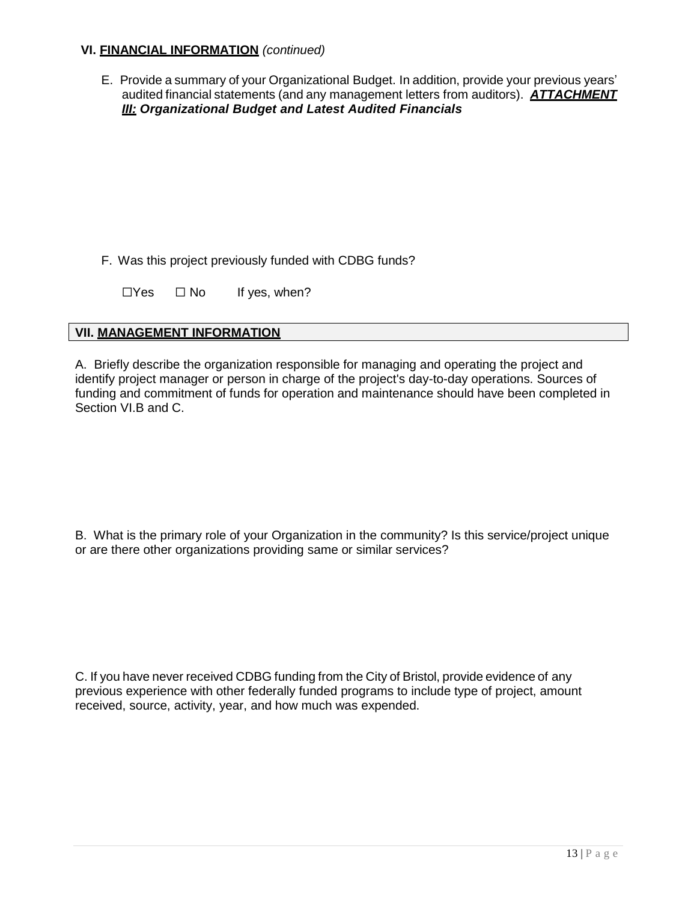## VI. **FINANCIAL INFORMATION** *(continued)*

E. Provide a summary of your Organizational Budget. In addition, provide your previous years' audited financial statements (and any management letters from auditors). ***ATTACHMENT III:* *Organizational Budget and Latest Audited Financials***

F. Was this project previously funded with CDBG funds?

☐Yes ☐ No If yes, when?

## VII. **MANAGEMENT INFORMATION**

A. Briefly describe the organization responsible for managing and operating the project and identify project manager or person in charge of the project's day-to-day operations. Sources of funding and commitment of funds for operation and maintenance should have been completed in Section VI.B and C.

B. What is the primary role of your Organization in the community? Is this service/project unique or are there other organizations providing same or similar services?

C. If you have never received CDBG funding from the City of Bristol, provide evidence of any previous experience with other federally funded programs to include type of project, amount received, source, activity, year, and how much was expended.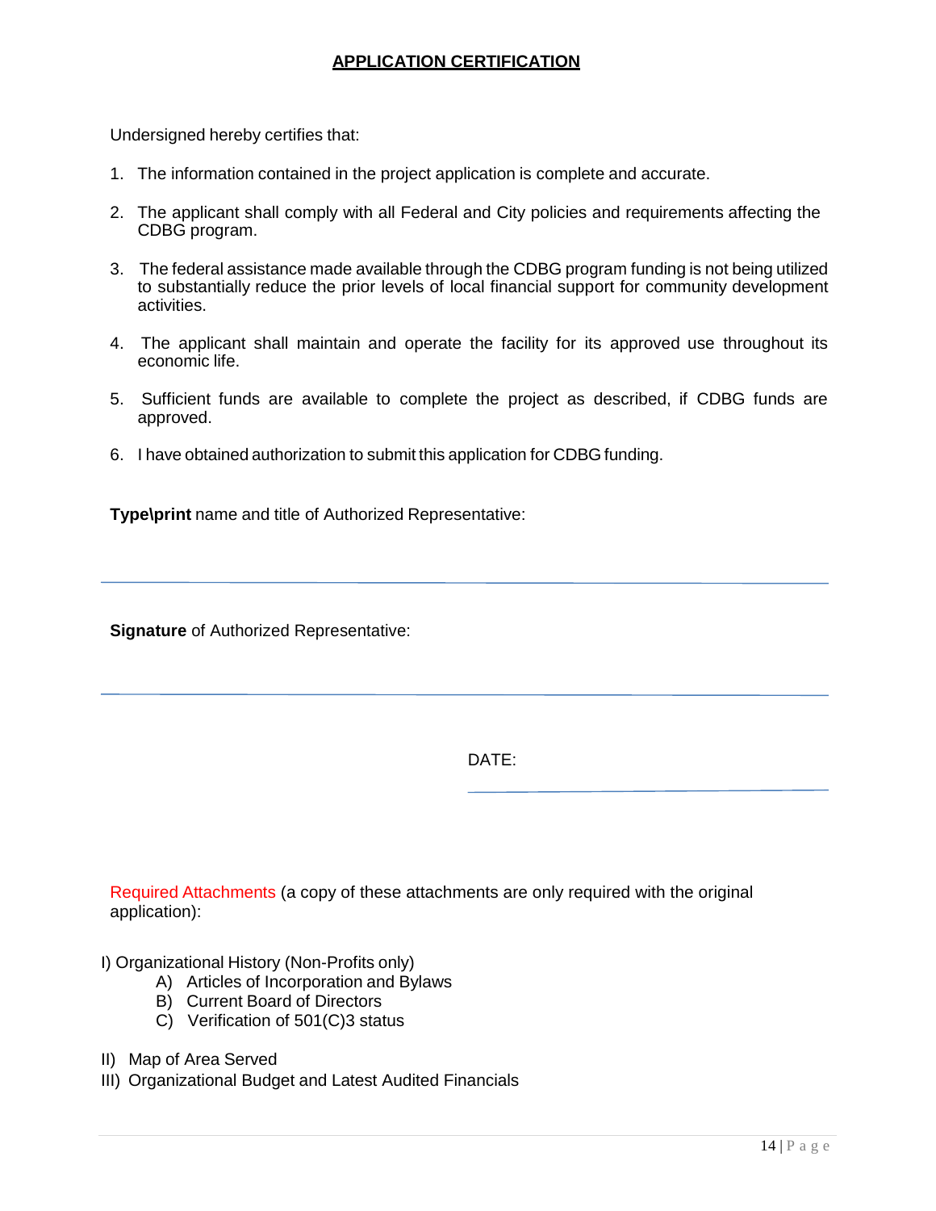## APPLICATION CERTIFICATION

Undersigned hereby certifies that:

1. The information contained in the project application is complete and accurate.
2. The applicant shall comply with all Federal and City policies and requirements affecting the CDBG program.
3. The federal assistance made available through the CDBG program funding is not being utilized to substantially reduce the prior levels of local financial support for community development activities.
4. The applicant shall maintain and operate the facility for its approved use throughout its economic life.
5. Sufficient funds are available to complete the project as described, if CDBG funds are approved.
6. I have obtained authorization to submit this application for CDBG funding.

**Type\print** name and title of Authorized Representative:

______________________________________________________________

**Signature** of Authorized Representative:

______________________________________________________________

DATE: ______________________________

Required Attachments (a copy of these attachments are only required with the original application):

I) Organizational History (Non-Profits only)
   A) Articles of Incorporation and Bylaws
   B) Current Board of Directors
   C) Verification of 501(C)3 status

II) Map of Area Served

III) Organizational Budget and Latest Audited Financials